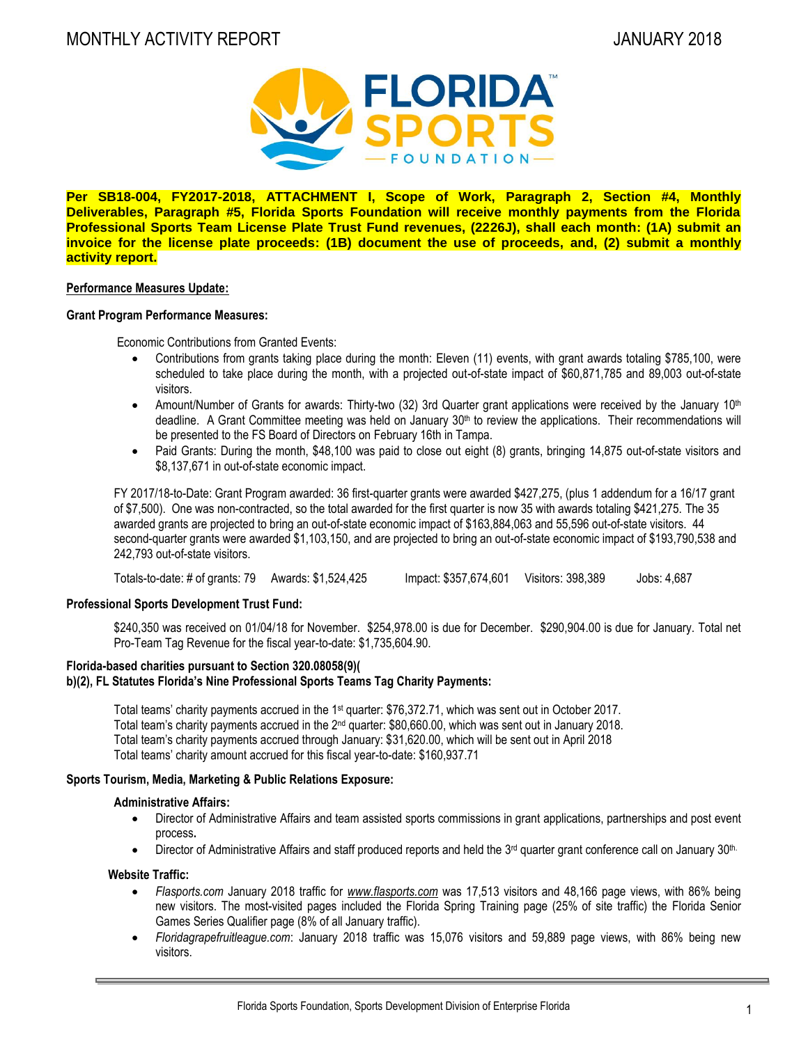# MONTHLY ACTIVITY REPORT — JANUARY 2018

**Per SB18-004, FY2017-2018, ATTACHMENT I, Scope of Work, Paragraph 2, Section #4, Monthly Deliverables, Paragraph #5, Florida Sports Foundation will receive monthly payments from the Florida Professional Sports Team License Plate Trust Fund revenues, (2226J), shall each month: (1A) submit an invoice for the license plate proceeds: (1B) document the use of proceeds, and, (2) submit a monthly activity report.**

**Performance Measures Update:**

**Grant Program Performance Measures:**

Economic Contributions from Granted Events:

- Contributions from grants taking place during the month: Eleven (11) events, with grant awards totaling $785,100, were scheduled to take place during the month, with a projected out-of-state impact of $60,871,785 and 89,003 out-of-state visitors.
- Amount/Number of Grants for awards: Thirty-two (32) 3rd Quarter grant applications were received by the January 10th deadline. A Grant Committee meeting was held on January 30th to review the applications. Their recommendations will be presented to the FS Board of Directors on February 16th in Tampa.
- Paid Grants: During the month, $48,100 was paid to close out eight (8) grants, bringing 14,875 out-of-state visitors and $8,137,671 in out-of-state economic impact.

FY 2017/18-to-Date: Grant Program awarded: 36 first-quarter grants were awarded $427,275, (plus 1 addendum for a 16/17 grant of $7,500). One was non-contracted, so the total awarded for the first quarter is now 35 with awards totaling $421,275. The 35 awarded grants are projected to bring an out-of-state economic impact of $163,884,063 and 55,596 out-of-state visitors. 44 second-quarter grants were awarded $1,103,150, and are projected to bring an out-of-state economic impact of $193,790,538 and 242,793 out-of-state visitors.

Totals-to-date: # of grants: 79 Awards: $1,524,425 Impact: $357,674,601 Visitors: 398,389 Jobs: 4,687

**Professional Sports Development Trust Fund:**

$240,350 was received on 01/04/18 for November. $254,978.00 is due for December. $290,904.00 is due for January. Total net Pro-Team Tag Revenue for the fiscal year-to-date: $1,735,604.90.

**Florida-based charities pursuant to Section 320.08058(9)(b)(2), FL Statutes Florida's Nine Professional Sports Teams Tag Charity Payments:**

Total teams' charity payments accrued in the 1st quarter: $76,372.71, which was sent out in October 2017.
Total team's charity payments accrued in the 2nd quarter: $80,660.00, which was sent out in January 2018.
Total team's charity payments accrued through January: $31,620.00, which will be sent out in April 2018
Total teams' charity amount accrued for this fiscal year-to-date: $160,937.71

**Sports Tourism, Media, Marketing & Public Relations Exposure:**

**Administrative Affairs:**

- Director of Administrative Affairs and team assisted sports commissions in grant applications, partnerships and post event process.
- Director of Administrative Affairs and staff produced reports and held the 3rd quarter grant conference call on January 30th.

**Website Traffic:**

- *Flasports.com* January 2018 traffic for *www.flasports.com* was 17,513 visitors and 48,166 page views, with 86% being new visitors. The most-visited pages included the Florida Spring Training page (25% of site traffic) the Florida Senior Games Series Qualifier page (8% of all January traffic).
- *Floridagrapefruitleague.com*: January 2018 traffic was 15,076 visitors and 59,889 page views, with 86% being new visitors.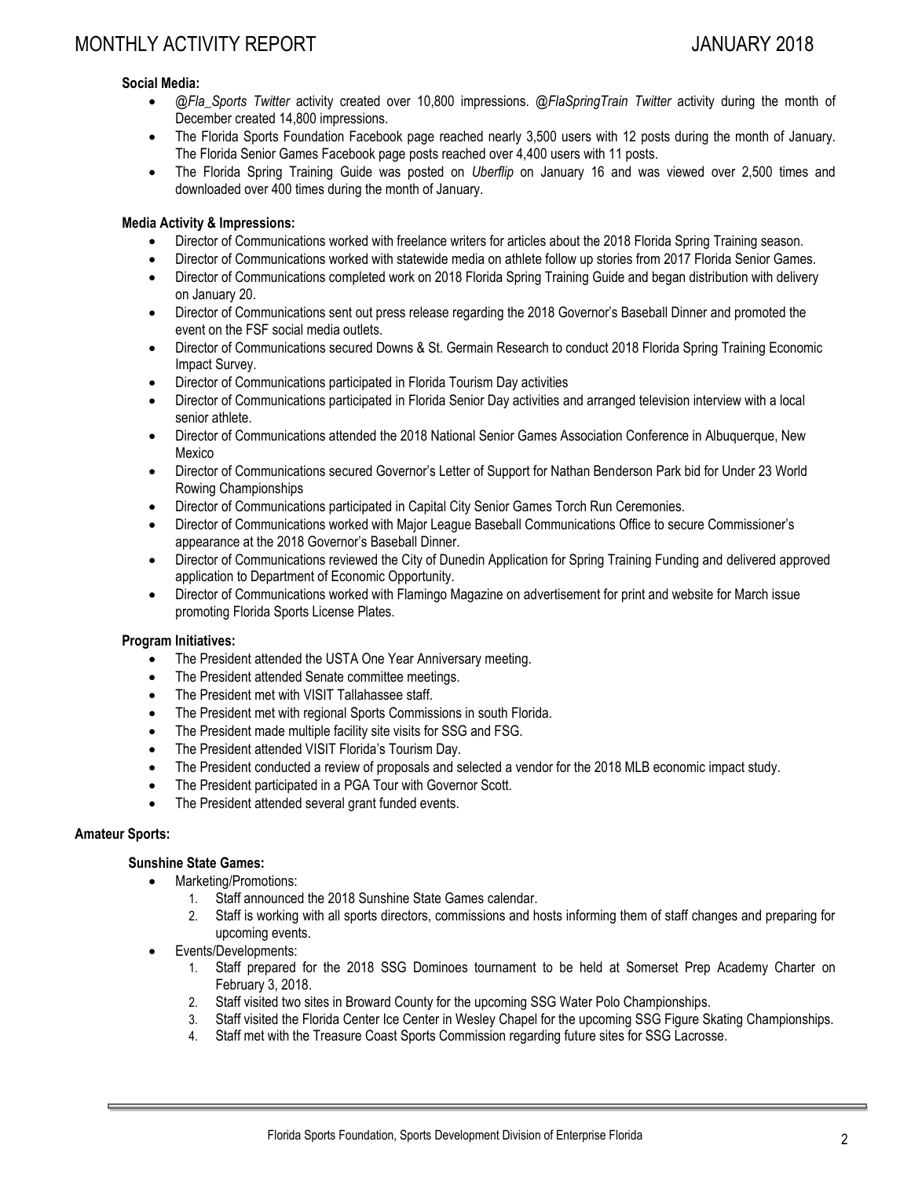**Social Media:**

- *@Fla_Sports Twitter* activity created over 10,800 impressions. *@FlaSpringTrain Twitter* activity during the month of December created 14,800 impressions.
- The Florida Sports Foundation Facebook page reached nearly 3,500 users with 12 posts during the month of January. The Florida Senior Games Facebook page posts reached over 4,400 users with 11 posts.
- The Florida Spring Training Guide was posted on *Uberflip* on January 16 and was viewed over 2,500 times and downloaded over 400 times during the month of January.

**Media Activity & Impressions:**

- Director of Communications worked with freelance writers for articles about the 2018 Florida Spring Training season.
- Director of Communications worked with statewide media on athlete follow up stories from 2017 Florida Senior Games.
- Director of Communications completed work on 2018 Florida Spring Training Guide and began distribution with delivery on January 20.
- Director of Communications sent out press release regarding the 2018 Governor's Baseball Dinner and promoted the event on the FSF social media outlets.
- Director of Communications secured Downs & St. Germain Research to conduct 2018 Florida Spring Training Economic Impact Survey.
- Director of Communications participated in Florida Tourism Day activities
- Director of Communications participated in Florida Senior Day activities and arranged television interview with a local senior athlete.
- Director of Communications attended the 2018 National Senior Games Association Conference in Albuquerque, New Mexico
- Director of Communications secured Governor's Letter of Support for Nathan Benderson Park bid for Under 23 World Rowing Championships
- Director of Communications participated in Capital City Senior Games Torch Run Ceremonies.
- Director of Communications worked with Major League Baseball Communications Office to secure Commissioner's appearance at the 2018 Governor's Baseball Dinner.
- Director of Communications reviewed the City of Dunedin Application for Spring Training Funding and delivered approved application to Department of Economic Opportunity.
- Director of Communications worked with Flamingo Magazine on advertisement for print and website for March issue promoting Florida Sports License Plates.

**Program Initiatives:**

- The President attended the USTA One Year Anniversary meeting.
- The President attended Senate committee meetings.
- The President met with VISIT Tallahassee staff.
- The President met with regional Sports Commissions in south Florida.
- The President made multiple facility site visits for SSG and FSG.
- The President attended VISIT Florida's Tourism Day.
- The President conducted a review of proposals and selected a vendor for the 2018 MLB economic impact study.
- The President participated in a PGA Tour with Governor Scott.
- The President attended several grant funded events.

**Amateur Sports:**

**Sunshine State Games:**

- Marketing/Promotions:
  1. Staff announced the 2018 Sunshine State Games calendar.
  2. Staff is working with all sports directors, commissions and hosts informing them of staff changes and preparing for upcoming events.
- Events/Developments:
  1. Staff prepared for the 2018 SSG Dominoes tournament to be held at Somerset Prep Academy Charter on February 3, 2018.
  2. Staff visited two sites in Broward County for the upcoming SSG Water Polo Championships.
  3. Staff visited the Florida Center Ice Center in Wesley Chapel for the upcoming SSG Figure Skating Championships.
  4. Staff met with the Treasure Coast Sports Commission regarding future sites for SSG Lacrosse.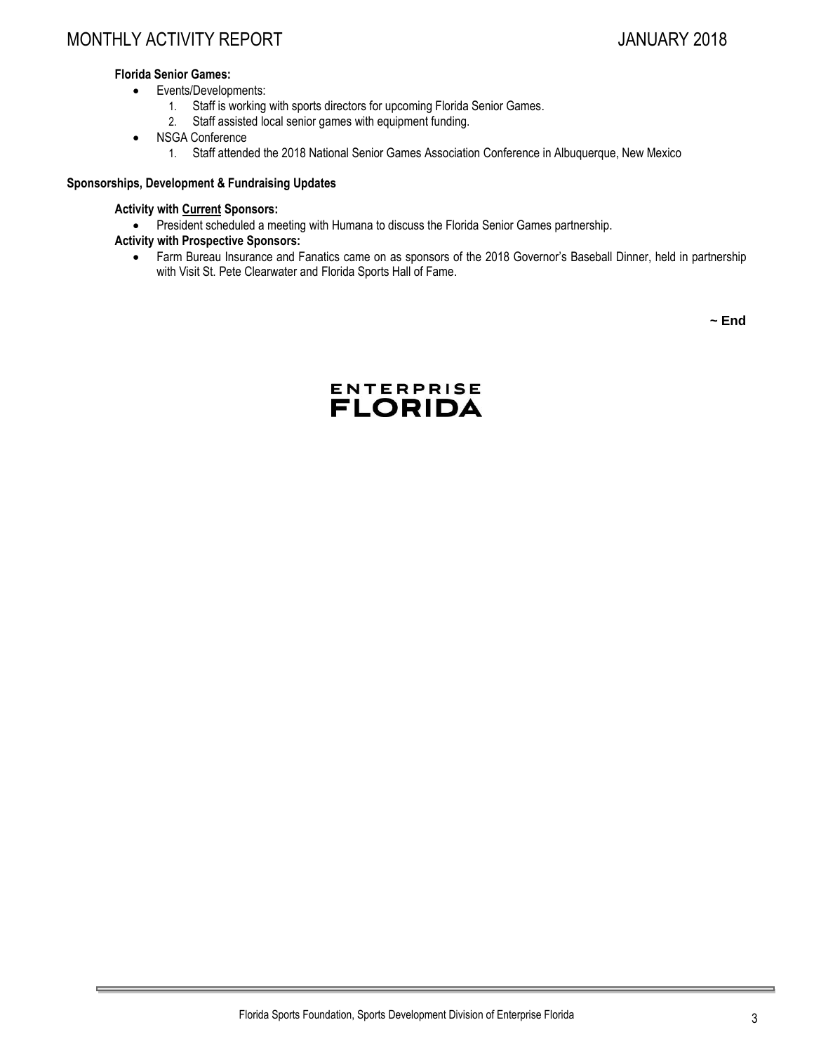**Florida Senior Games:**

- Events/Developments:
  1. Staff is working with sports directors for upcoming Florida Senior Games.
  2. Staff assisted local senior games with equipment funding.
- NSGA Conference
  1. Staff attended the 2018 National Senior Games Association Conference in Albuquerque, New Mexico

**Sponsorships, Development & Fundraising Updates**

**Activity with Current Sponsors:**

- President scheduled a meeting with Humana to discuss the Florida Senior Games partnership.

**Activity with Prospective Sponsors:**

- Farm Bureau Insurance and Fanatics came on as sponsors of the 2018 Governor's Baseball Dinner, held in partnership with Visit St. Pete Clearwater and Florida Sports Hall of Fame.

**~ End**

ENTERPRISE FLORIDA